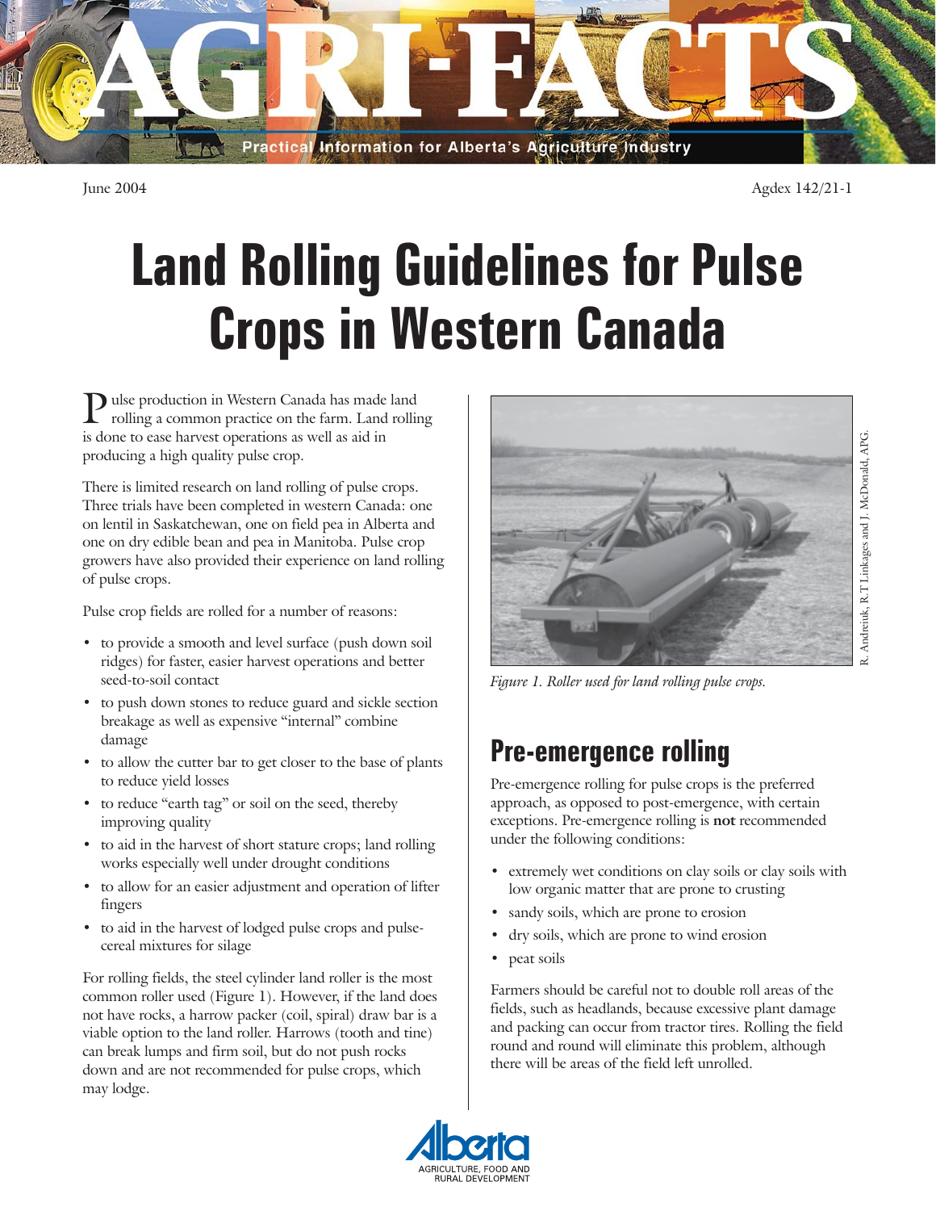June 2004 Agdex 142/21-1

# Land Rolling Guidelines for Pulse Crops in Western Canada

Pulse production in Western Canada has made land rolling a common practice on the farm. Land rolling is done to ease harvest operations as well as aid in producing a high quality pulse crop.

There is limited research on land rolling of pulse crops. Three trials have been completed in western Canada: one on lentil in Saskatchewan, one on field pea in Alberta and one on dry edible bean and pea in Manitoba. Pulse crop growers have also provided their experience on land rolling of pulse crops.

Pulse crop fields are rolled for a number of reasons:

- to provide a smooth and level surface (push down soil ridges) for faster, easier harvest operations and better seed-to-soil contact
- to push down stones to reduce guard and sickle section breakage as well as expensive "internal" combine damage
- to allow the cutter bar to get closer to the base of plants to reduce yield losses
- to reduce "earth tag" or soil on the seed, thereby improving quality
- to aid in the harvest of short stature crops; land rolling works especially well under drought conditions
- to allow for an easier adjustment and operation of lifter fingers
- to aid in the harvest of lodged pulse crops and pulse-cereal mixtures for silage

For rolling fields, the steel cylinder land roller is the most common roller used (Figure 1). However, if the land does not have rocks, a harrow packer (coil, spiral) draw bar is a viable option to the land roller. Harrows (tooth and tine) can break lumps and firm soil, but do not push rocks down and are not recommended for pulse crops, which may lodge.

*Figure 1. Roller used for land rolling pulse crops.*

R. Andreiuk, R.T Linkages and J. McDonald, APG.

## Pre-emergence rolling

Pre-emergence rolling for pulse crops is the preferred approach, as opposed to post-emergence, with certain exceptions. Pre-emergence rolling is **not** recommended under the following conditions:

- extremely wet conditions on clay soils or clay soils with low organic matter that are prone to crusting
- sandy soils, which are prone to erosion
- dry soils, which are prone to wind erosion
- peat soils

Farmers should be careful not to double roll areas of the fields, such as headlands, because excessive plant damage and packing can occur from tractor tires. Rolling the field round and round will eliminate this problem, although there will be areas of the field left unrolled.

Alberta AGRICULTURE, FOOD AND RURAL DEVELOPMENT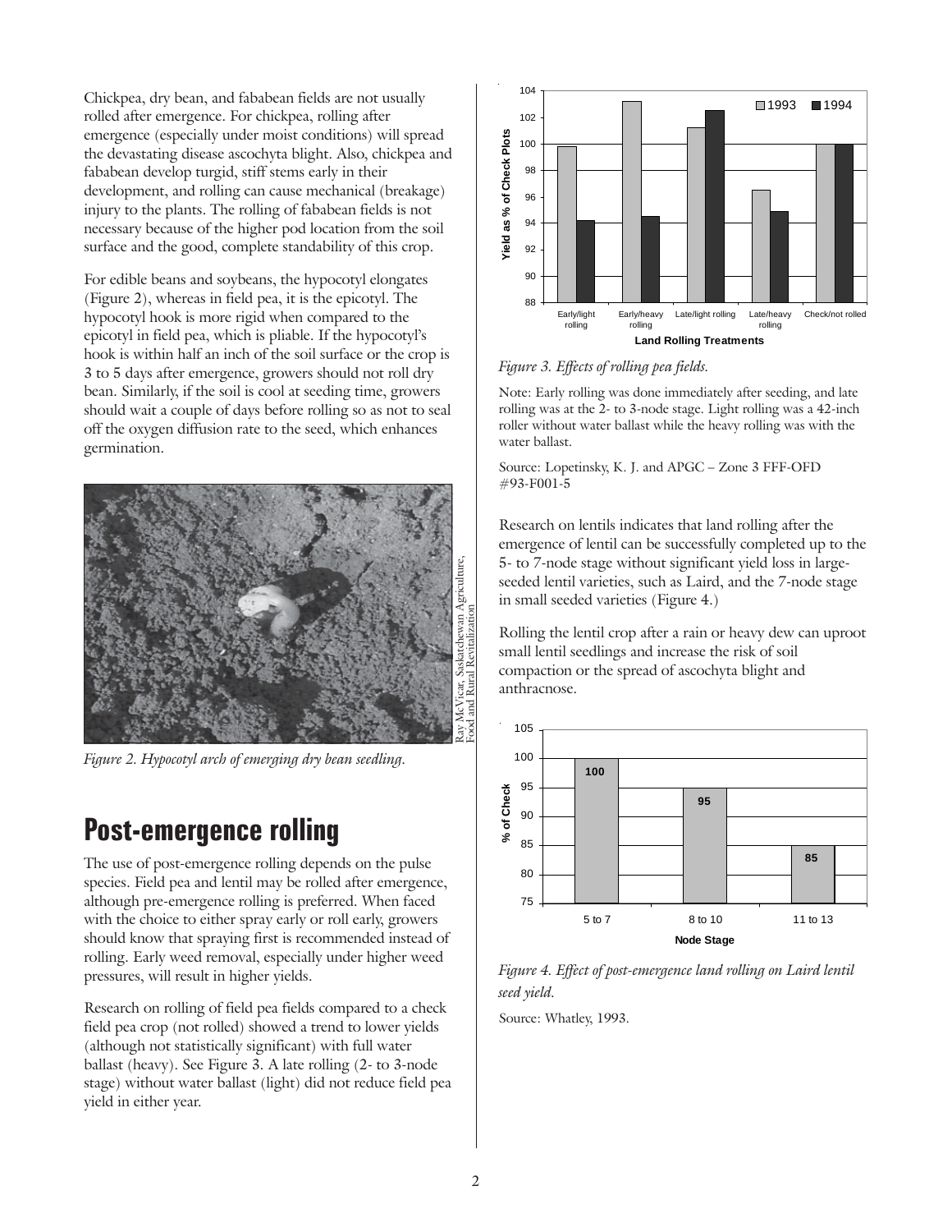Chickpea, dry bean, and fababean fields are not usually rolled after emergence. For chickpea, rolling after emergence (especially under moist conditions) will spread the devastating disease ascochyta blight. Also, chickpea and fababean develop turgid, stiff stems early in their development, and rolling can cause mechanical (breakage) injury to the plants. The rolling of fababean fields is not necessary because of the higher pod location from the soil surface and the good, complete standability of this crop.

For edible beans and soybeans, the hypocotyl elongates (Figure 2), whereas in field pea, it is the epicotyl. The hypocotyl hook is more rigid when compared to the epicotyl in field pea, which is pliable. If the hypocotyl's hook is within half an inch of the soil surface or the crop is 3 to 5 days after emergence, growers should not roll dry bean. Similarly, if the soil is cool at seeding time, growers should wait a couple of days before rolling so as not to seal off the oxygen diffusion rate to the seed, which enhances germination.

Ray McVicar, Saskatchewan Agriculture, Food and Rural Revitalization

*Figure 2. Hypocotyl arch of emerging dry bean seedling.*

## Post-emergence rolling

The use of post-emergence rolling depends on the pulse species. Field pea and lentil may be rolled after emergence, although pre-emergence rolling is preferred. When faced with the choice to either spray early or roll early, growers should know that spraying first is recommended instead of rolling. Early weed removal, especially under higher weed pressures, will result in higher yields.

Research on rolling of field pea fields compared to a check field pea crop (not rolled) showed a trend to lower yields (although not statistically significant) with full water ballast (heavy). See Figure 3. A late rolling (2- to 3-node stage) without water ballast (light) did not reduce field pea yield in either year.

*Figure 3. Effects of rolling pea fields.*

Note: Early rolling was done immediately after seeding, and late rolling was at the 2- to 3-node stage. Light rolling was a 42-inch roller without water ballast while the heavy rolling was with the water ballast.

Source: Lopetinsky, K. J. and APGC – Zone 3 FFF-OFD #93-F001-5

Research on lentils indicates that land rolling after the emergence of lentil can be successfully completed up to the 5- to 7-node stage without significant yield loss in large-seeded lentil varieties, such as Laird, and the 7-node stage in small seeded varieties (Figure 4.)

Rolling the lentil crop after a rain or heavy dew can uproot small lentil seedlings and increase the risk of soil compaction or the spread of ascochyta blight and anthracnose.

*Figure 4. Effect of post-emergence land rolling on Laird lentil seed yield.*

Source: Whatley, 1993.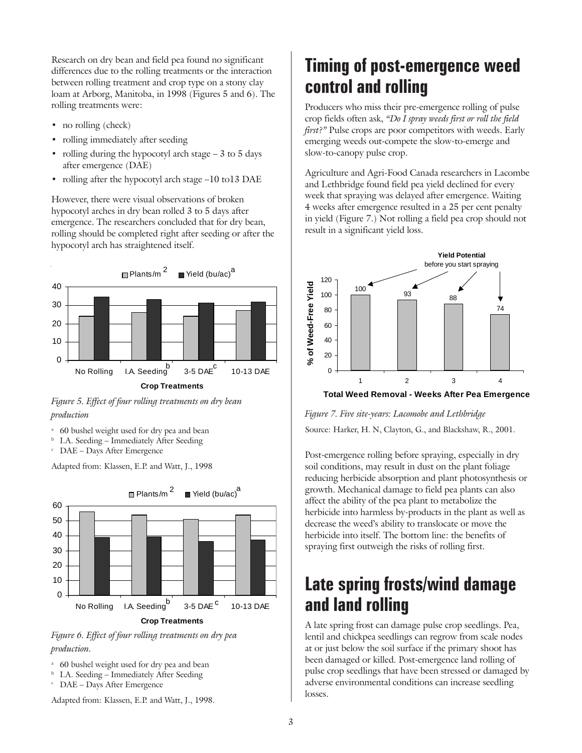Research on dry bean and field pea found no significant differences due to the rolling treatments or the interaction between rolling treatment and crop type on a stony clay loam at Arborg, Manitoba, in 1998 (Figures 5 and 6). The rolling treatments were:

- no rolling (check)
- rolling immediately after seeding
- rolling during the hypocotyl arch stage – 3 to 5 days after emergence (DAE)
- rolling after the hypocotyl arch stage –10 to13 DAE

However, there were visual observations of broken hypocotyl arches in dry bean rolled 3 to 5 days after emergence. The researchers concluded that for dry bean, rolling should be completed right after seeding or after the hypocotyl arch has straightened itself.

*Figure 5. Effect of four rolling treatments on dry bean production*

[a] 60 bushel weight used for dry pea and bean
[b] I.A. Seeding – Immediately After Seeding
[c] DAE – Days After Emergence

Adapted from: Klassen, E.P. and Watt, J., 1998

*Figure 6. Effect of four rolling treatments on dry pea production.*

[a] 60 bushel weight used for dry pea and bean
[b] I.A. Seeding – Immediately After Seeding
[c] DAE – Days After Emergence

Adapted from: Klassen, E.P. and Watt, J., 1998.

# Timing of post-emergence weed control and rolling

Producers who miss their pre-emergence rolling of pulse crop fields often ask, *"Do I spray weeds first or roll the field first?"* Pulse crops are poor competitors with weeds. Early emerging weeds out-compete the slow-to-emerge and slow-to-canopy pulse crop.

Agriculture and Agri-Food Canada researchers in Lacombe and Lethbridge found field pea yield declined for every week that spraying was delayed after emergence. Waiting 4 weeks after emergence resulted in a 25 per cent penalty in yield (Figure 7.) Not rolling a field pea crop should not result in a significant yield loss.

*Figure 7. Five site-years: Lacomobe and Lethbridge*

Source: Harker, H. N, Clayton, G., and Blackshaw, R., 2001.

Post-emergence rolling before spraying, especially in dry soil conditions, may result in dust on the plant foliage reducing herbicide absorption and plant photosynthesis or growth. Mechanical damage to field pea plants can also affect the ability of the pea plant to metabolize the herbicide into harmless by-products in the plant as well as decrease the weed's ability to translocate or move the herbicide into itself. The bottom line: the benefits of spraying first outweigh the risks of rolling first.

# Late spring frosts/wind damage and land rolling

A late spring frost can damage pulse crop seedlings. Pea, lentil and chickpea seedlings can regrow from scale nodes at or just below the soil surface if the primary shoot has been damaged or killed. Post-emergence land rolling of pulse crop seedlings that have been stressed or damaged by adverse environmental conditions can increase seedling losses.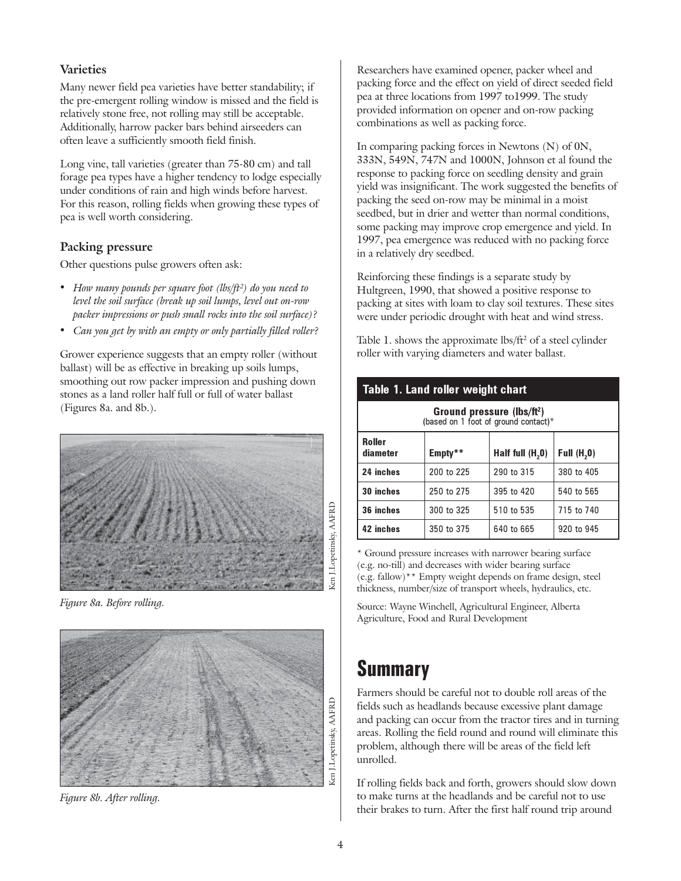### Varieties

Many newer field pea varieties have better standability; if the pre-emergent rolling window is missed and the field is relatively stone free, not rolling may still be acceptable. Additionally, harrow packer bars behind airseeders can often leave a sufficiently smooth field finish.

Long vine, tall varieties (greater than 75-80 cm) and tall forage pea types have a higher tendency to lodge especially under conditions of rain and high winds before harvest. For this reason, rolling fields when growing these types of pea is well worth considering.

### Packing pressure

Other questions pulse growers often ask:

- *How many pounds per square foot (lbs/ft²) do you need to level the soil surface (break up soil lumps, level out on-row packer impressions or push small rocks into the soil surface)?*
- *Can you get by with an empty or only partially filled roller?*

Grower experience suggests that an empty roller (without ballast) will be as effective in breaking up soils lumps, smoothing out row packer impression and pushing down stones as a land roller half full or full of water ballast (Figures 8a. and 8b.).

*Figure 8a. Before rolling.*

Ken J.Lopetinsky, AAFRD

*Figure 8b. After rolling.*

Ken J.Lopetinsky, AAFRD

Researchers have examined opener, packer wheel and packing force and the effect on yield of direct seeded field pea at three locations from 1997 to1999. The study provided information on opener and on-row packing combinations as well as packing force.

In comparing packing forces in Newtons (N) of 0N, 333N, 549N, 747N and 1000N, Johnson et al found the response to packing force on seedling density and grain yield was insignificant. The work suggested the benefits of packing the seed on-row may be minimal in a moist seedbed, but in drier and wetter than normal conditions, some packing may improve crop emergence and yield. In 1997, pea emergence was reduced with no packing force in a relatively dry seedbed.

Reinforcing these findings is a separate study by Hultgreen, 1990, that showed a positive response to packing at sites with loam to clay soil textures. These sites were under periodic drought with heat and wind stress.

Table 1. shows the approximate lbs/ft² of a steel cylinder roller with varying diameters and water ballast.

**Table 1. Land roller weight chart**

| Ground pressure (lbs/ft²) (based on 1 foot of ground contact)* | | | |
|---|---|---|---|
| **Roller diameter** | **Empty\*\*** | **Half full ($H_2O$)** | **Full ($H_2O$)** |
| **24 inches** | 200 to 225 | 290 to 315 | 380 to 405 |
| **30 inches** | 250 to 275 | 395 to 420 | 540 to 565 |
| **36 inches** | 300 to 325 | 510 to 535 | 715 to 740 |
| **42 inches** | 350 to 375 | 640 to 665 | 920 to 945 |

\* Ground pressure increases with narrower bearing surface (e.g. no-till) and decreases with wider bearing surface (e.g. fallow)\*\* Empty weight depends on frame design, steel thickness, number/size of transport wheels, hydraulics, etc.

Source: Wayne Winchell, Agricultural Engineer, Alberta Agriculture, Food and Rural Development

# Summary

Farmers should be careful not to double roll areas of the fields such as headlands because excessive plant damage and packing can occur from the tractor tires and in turning areas. Rolling the field round and round will eliminate this problem, although there will be areas of the field left unrolled.

If rolling fields back and forth, growers should slow down to make turns at the headlands and be careful not to use their brakes to turn. After the first half round trip around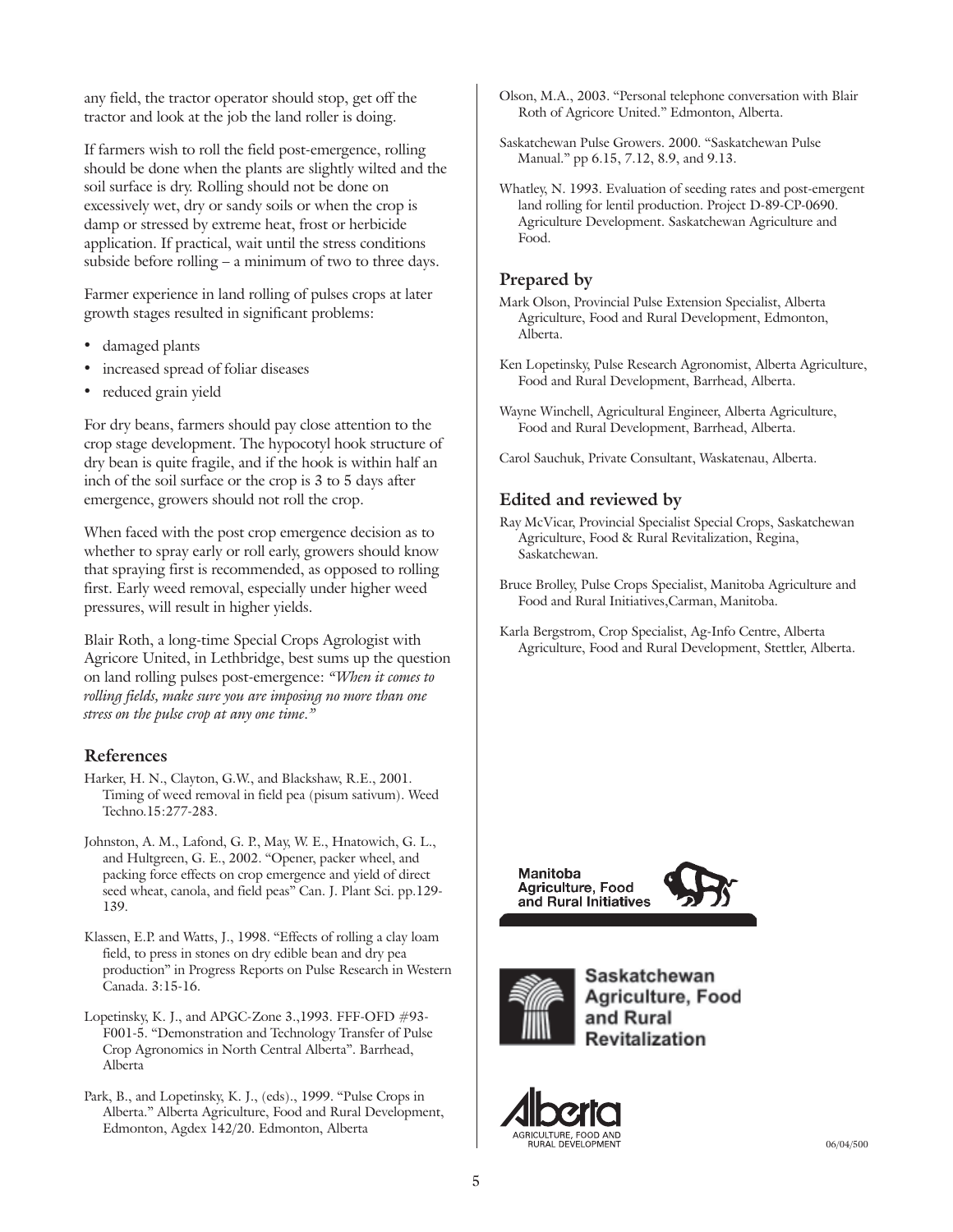any field, the tractor operator should stop, get off the tractor and look at the job the land roller is doing.

If farmers wish to roll the field post-emergence, rolling should be done when the plants are slightly wilted and the soil surface is dry. Rolling should not be done on excessively wet, dry or sandy soils or when the crop is damp or stressed by extreme heat, frost or herbicide application. If practical, wait until the stress conditions subside before rolling – a minimum of two to three days.

Farmer experience in land rolling of pulses crops at later growth stages resulted in significant problems:

- damaged plants
- increased spread of foliar diseases
- reduced grain yield

For dry beans, farmers should pay close attention to the crop stage development. The hypocotyl hook structure of dry bean is quite fragile, and if the hook is within half an inch of the soil surface or the crop is 3 to 5 days after emergence, growers should not roll the crop.

When faced with the post crop emergence decision as to whether to spray early or roll early, growers should know that spraying first is recommended, as opposed to rolling first. Early weed removal, especially under higher weed pressures, will result in higher yields.

Blair Roth, a long-time Special Crops Agrologist with Agricore United, in Lethbridge, best sums up the question on land rolling pulses post-emergence: *"When it comes to rolling fields, make sure you are imposing no more than one stress on the pulse crop at any one time."*

## References

Harker, H. N., Clayton, G.W., and Blackshaw, R.E., 2001. Timing of weed removal in field pea (pisum sativum). Weed Techno.15:277-283.

Johnston, A. M., Lafond, G. P., May, W. E., Hnatowich, G. L., and Hultgreen, G. E., 2002. "Opener, packer wheel, and packing force effects on crop emergence and yield of direct seed wheat, canola, and field peas" Can. J. Plant Sci. pp.129-139.

Klassen, E.P. and Watts, J., 1998. "Effects of rolling a clay loam field, to press in stones on dry edible bean and dry pea production" in Progress Reports on Pulse Research in Western Canada. 3:15-16.

Lopetinsky, K. J., and APGC-Zone 3.,1993. FFF-OFD #93-F001-5. "Demonstration and Technology Transfer of Pulse Crop Agronomics in North Central Alberta". Barrhead, Alberta

Park, B., and Lopetinsky, K. J., (eds)., 1999. "Pulse Crops in Alberta." Alberta Agriculture, Food and Rural Development, Edmonton, Agdex 142/20. Edmonton, Alberta

Olson, M.A., 2003. "Personal telephone conversation with Blair Roth of Agricore United." Edmonton, Alberta.

Saskatchewan Pulse Growers. 2000. "Saskatchewan Pulse Manual." pp 6.15, 7.12, 8.9, and 9.13.

Whatley, N. 1993. Evaluation of seeding rates and post-emergent land rolling for lentil production. Project D-89-CP-0690. Agriculture Development. Saskatchewan Agriculture and Food.

## Prepared by

Mark Olson, Provincial Pulse Extension Specialist, Alberta Agriculture, Food and Rural Development, Edmonton, Alberta.

Ken Lopetinsky, Pulse Research Agronomist, Alberta Agriculture, Food and Rural Development, Barrhead, Alberta.

Wayne Winchell, Agricultural Engineer, Alberta Agriculture, Food and Rural Development, Barrhead, Alberta.

Carol Sauchuk, Private Consultant, Waskatenau, Alberta.

## Edited and reviewed by

Ray McVicar, Provincial Specialist Special Crops, Saskatchewan Agriculture, Food & Rural Revitalization, Regina, Saskatchewan.

Bruce Brolley, Pulse Crops Specialist, Manitoba Agriculture and Food and Rural Initiatives,Carman, Manitoba.

Karla Bergstrom, Crop Specialist, Ag-Info Centre, Alberta Agriculture, Food and Rural Development, Stettler, Alberta.

Manitoba Agriculture, Food and Rural Initiatives

Saskatchewan Agriculture, Food and Rural Revitalization

Alberta AGRICULTURE, FOOD AND RURAL DEVELOPMENT

06/04/500